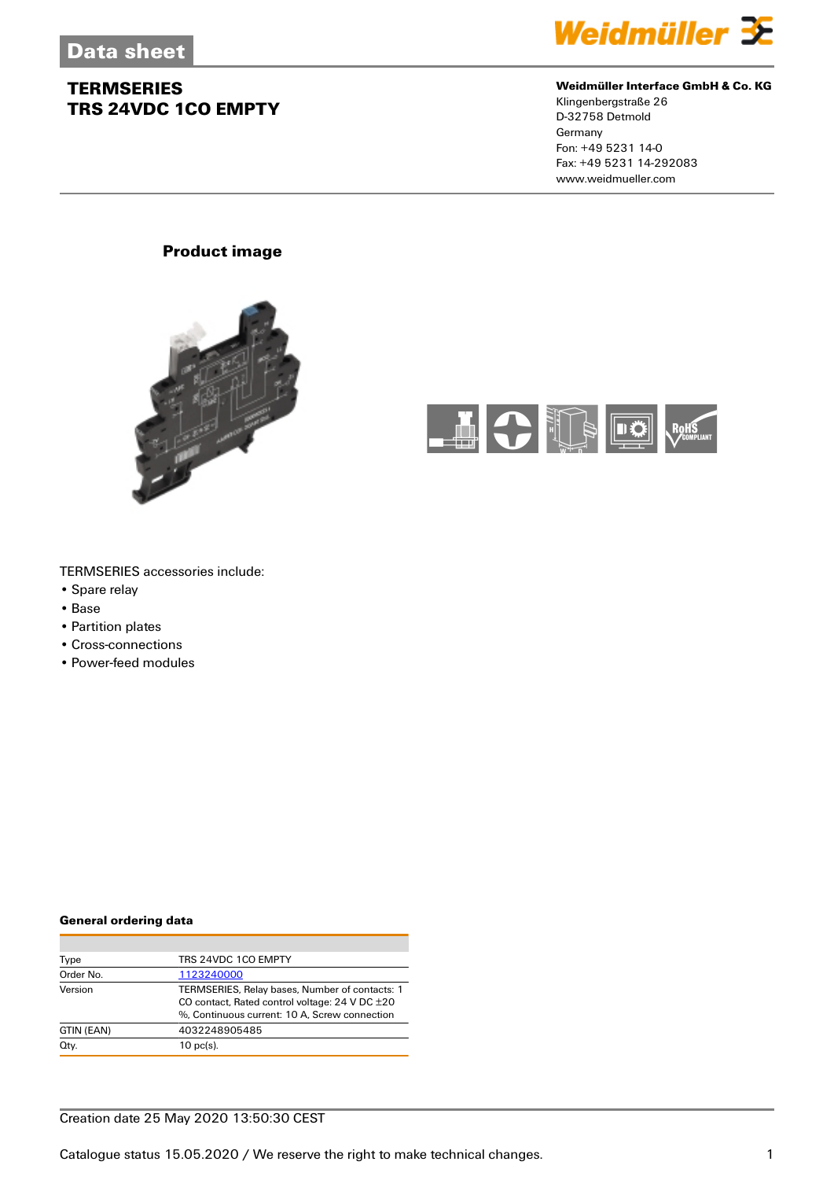# Data sheet

## TERMSERIES
## TRS 24VDC 1CO EMPTY

**Weidmüller Interface GmbH & Co. KG**
Klingenbergstraße 26
D-32758 Detmold
Germany
Fon: +49 5231 14-0
Fax: +49 5231 14-292083
www.weidmueller.com

### Product image

TERMSERIES accessories include:

- Spare relay
- Base
- Partition plates
- Cross-connections
- Power-feed modules

### General ordering data

| | |
|---|---|
| Type | TRS 24VDC 1CO EMPTY |
| Order No. | 1123240000 |
| Version | TERMSERIES, Relay bases, Number of contacts: 1 CO contact, Rated control voltage: 24 V DC ±20 %, Continuous current: 10 A, Screw connection |
| GTIN (EAN) | 4032248905485 |
| Qty. | 10 pc(s). |

Creation date 25 May 2020 13:50:30 CEST

Catalogue status 15.05.2020 / We reserve the right to make technical changes.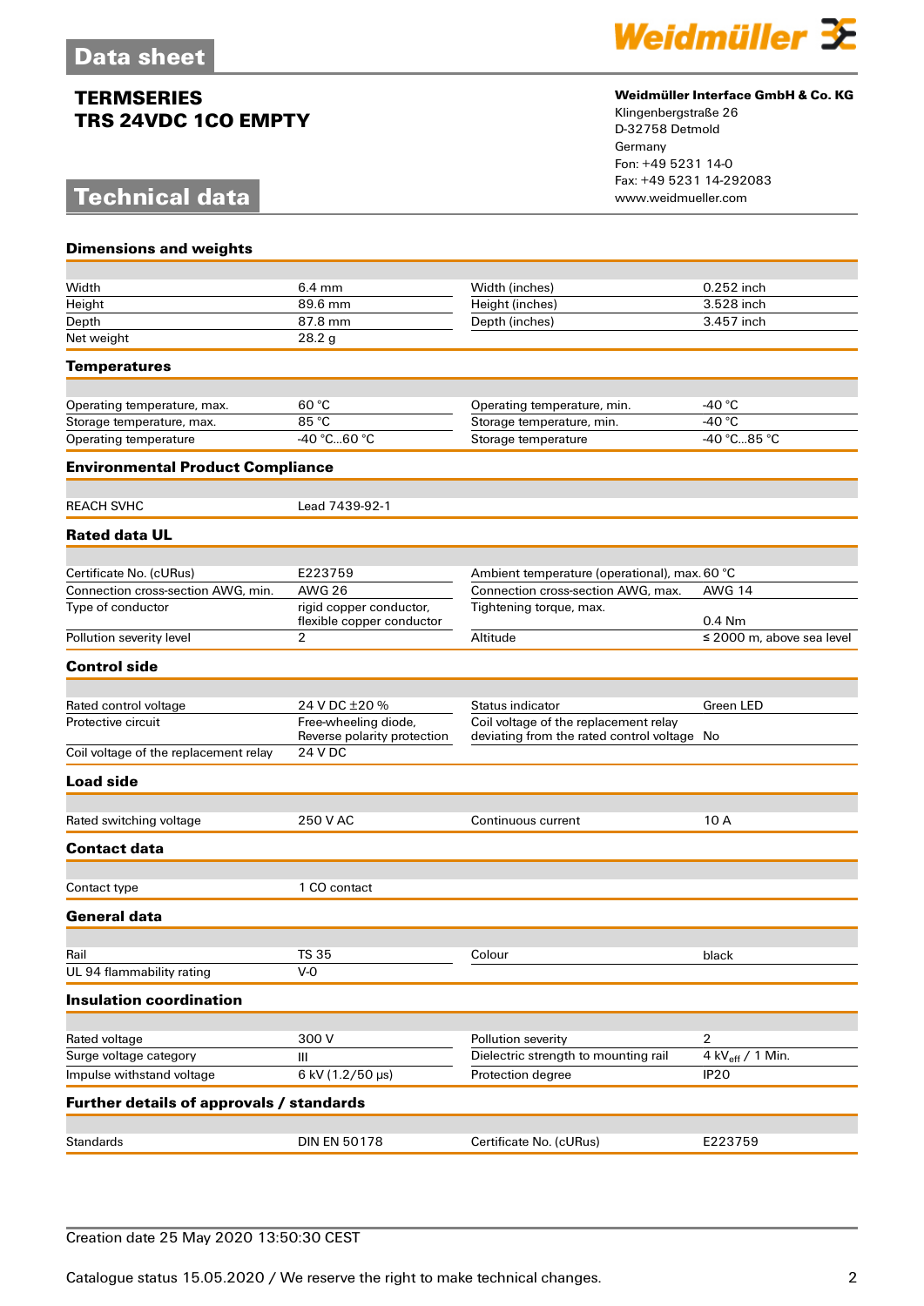# Data sheet

## TERMSERIES
## TRS 24VDC 1CO EMPTY

**Weidmüller Interface GmbH & Co. KG**
Klingenbergstraße 26
D-32758 Detmold
Germany
Fon: +49 5231 14-0
Fax: +49 5231 14-292083
www.weidmueller.com

# Technical data

### Dimensions and weights

| | | | |
|---|---|---|---|
| Width | 6.4 mm | Width (inches) | 0.252 inch |
| Height | 89.6 mm | Height (inches) | 3.528 inch |
| Depth | 87.8 mm | Depth (inches) | 3.457 inch |
| Net weight | 28.2 g | | |

### Temperatures

| | | | |
|---|---|---|---|
| Operating temperature, max. | 60 °C | Operating temperature, min. | -40 °C |
| Storage temperature, max. | 85 °C | Storage temperature, min. | -40 °C |
| Operating temperature | -40 °C...60 °C | Storage temperature | -40 °C...85 °C |

### Environmental Product Compliance

| | |
|---|---|
| REACH SVHC | Lead 7439-92-1 |

### Rated data UL

| | | | |
|---|---|---|---|
| Certificate No. (cURus) | E223759 | Ambient temperature (operational), max. | 60 °C |
| Connection cross-section AWG, min. | AWG 26 | Connection cross-section AWG, max. | AWG 14 |
| Type of conductor | rigid copper conductor, flexible copper conductor | Tightening torque, max. | 0.4 Nm |
| Pollution severity level | 2 | Altitude | ≤ 2000 m, above sea level |

### Control side

| | | | |
|---|---|---|---|
| Rated control voltage | 24 V DC ±20 % | Status indicator | Green LED |
| Protective circuit | Free-wheeling diode, Reverse polarity protection | Coil voltage of the replacement relay deviating from the rated control voltage | No |
| Coil voltage of the replacement relay | 24 V DC | | |

### Load side

| | | | |
|---|---|---|---|
| Rated switching voltage | 250 V AC | Continuous current | 10 A |

### Contact data

| | |
|---|---|
| Contact type | 1 CO contact |

### General data

| | | | |
|---|---|---|---|
| Rail | TS 35 | Colour | black |
| UL 94 flammability rating | V-0 | | |

### Insulation coordination

| | | | |
|---|---|---|---|
| Rated voltage | 300 V | Pollution severity | 2 |
| Surge voltage category | III | Dielectric strength to mounting rail | 4 $kV_{eff}$ / 1 Min. |
| Impulse withstand voltage | 6 kV (1.2/50 µs) | Protection degree | IP20 |

### Further details of approvals / standards

| | | | |
|---|---|---|---|
| Standards | DIN EN 50178 | Certificate No. (cURus) | E223759 |

Creation date 25 May 2020 13:50:30 CEST

Catalogue status 15.05.2020 / We reserve the right to make technical changes.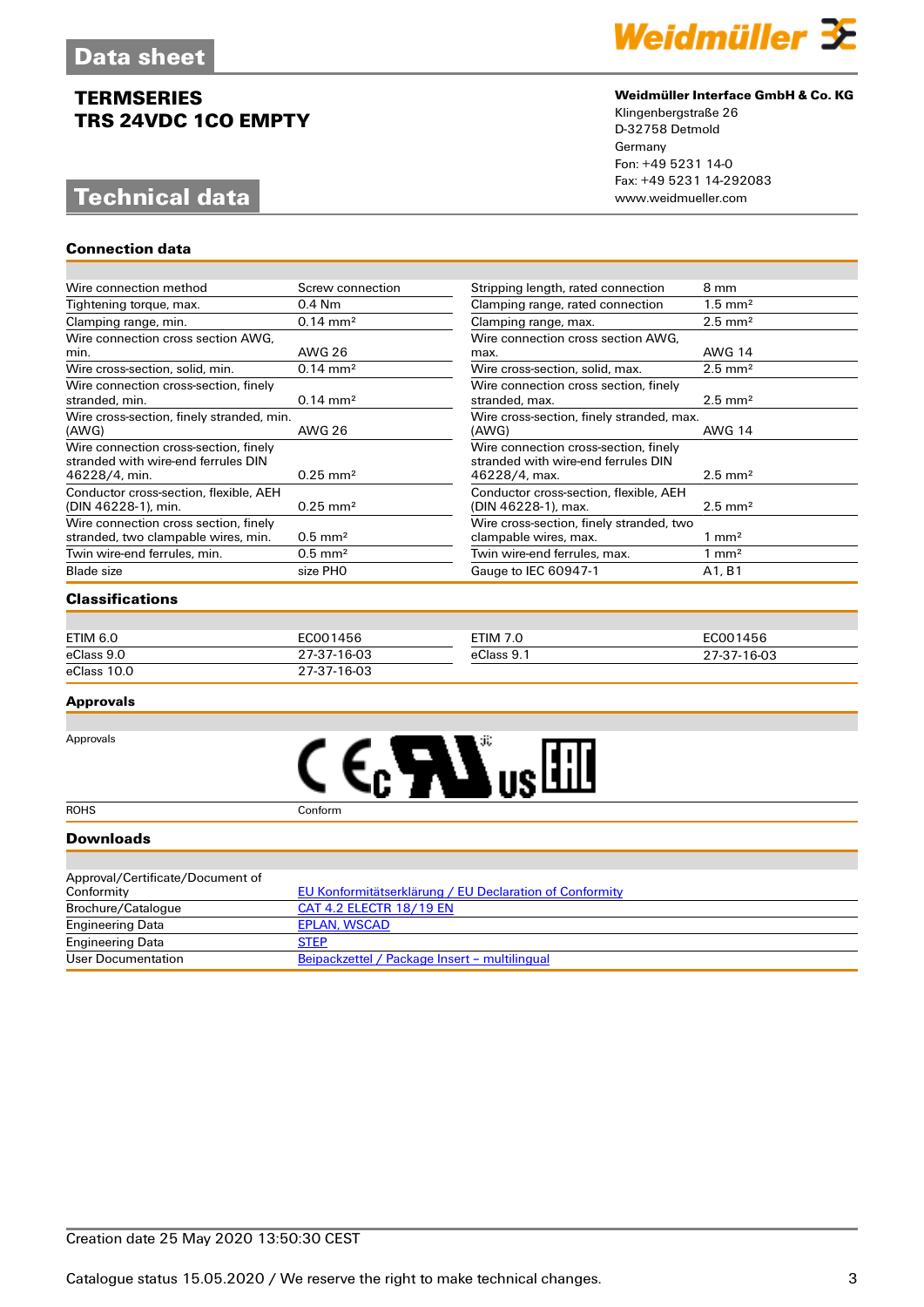# Data sheet

## TERMSERIES
## TRS 24VDC 1CO EMPTY

**Weidmüller Interface GmbH & Co. KG**
Klingenbergstraße 26
D-32758 Detmold
Germany
Fon: +49 5231 14-0
Fax: +49 5231 14-292083
www.weidmueller.com

# Technical data

### Connection data

| | | | |
|---|---|---|---|
| Wire connection method | Screw connection | Stripping length, rated connection | 8 mm |
| Tightening torque, max. | 0.4 Nm | Clamping range, rated connection | 1.5 mm² |
| Clamping range, min. | 0.14 mm² | Clamping range, max. | 2.5 mm² |
| Wire connection cross section AWG, min. | AWG 26 | Wire connection cross section AWG, max. | AWG 14 |
| Wire cross-section, solid, min. | 0.14 mm² | Wire cross-section, solid, max. | 2.5 mm² |
| Wire connection cross-section, finely stranded, min. | 0.14 mm² | Wire connection cross section, finely stranded, max. | 2.5 mm² |
| Wire cross-section, finely stranded, min. (AWG) | AWG 26 | Wire cross-section, finely stranded, max. (AWG) | AWG 14 |
| Wire connection cross-section, finely stranded with wire-end ferrules DIN 46228/4, min. | 0.25 mm² | Wire connection cross-section, finely stranded with wire-end ferrules DIN 46228/4, max. | 2.5 mm² |
| Conductor cross-section, flexible, AEH (DIN 46228-1), min. | 0.25 mm² | Conductor cross-section, flexible, AEH (DIN 46228-1), max. | 2.5 mm² |
| Wire connection cross section, finely stranded, two clampable wires, min. | 0.5 mm² | Wire cross-section, finely stranded, two clampable wires, max. | 1 mm² |
| Twin wire-end ferrules, min. | 0.5 mm² | Twin wire-end ferrules, max. | 1 mm² |
| Blade size | size PH0 | Gauge to IEC 60947-1 | A1, B1 |

### Classifications

| | | | |
|---|---|---|---|
| ETIM 6.0 | EC001456 | ETIM 7.0 | EC001456 |
| eClass 9.0 | 27-37-16-03 | eClass 9.1 | 27-37-16-03 |
| eClass 10.0 | 27-37-16-03 | | |

### Approvals

| | |
|---|---|
| Approvals | CE cURus EAC |
| ROHS | Conform |

### Downloads

| | |
|---|---|
| Approval/Certificate/Document of Conformity | EU Konformitätserklärung / EU Declaration of Conformity |
| Brochure/Catalogue | CAT 4.2 ELECTR 18/19 EN |
| Engineering Data | EPLAN, WSCAD |
| Engineering Data | STEP |
| User Documentation | Beipackzettel / Package Insert – multilingual |

Creation date 25 May 2020 13:50:30 CEST

Catalogue status 15.05.2020 / We reserve the right to make technical changes.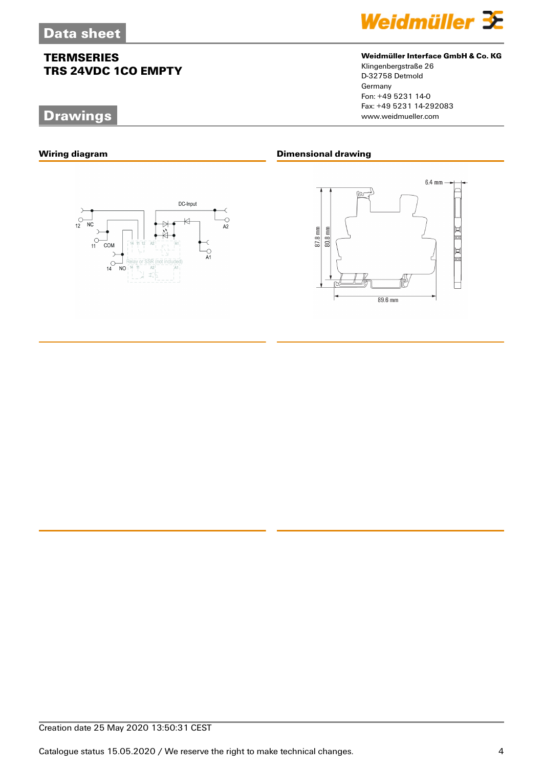# Data sheet

## TERMSERIES
## TRS 24VDC 1CO EMPTY

**Weidmüller Interface GmbH & Co. KG**
Klingenbergstraße 26
D-32758 Detmold
Germany
Fon: +49 5231 14-0
Fax: +49 5231 14-292083
www.weidmueller.com

# Drawings

### Wiring diagram

### Dimensional drawing

Creation date 25 May 2020 13:50:31 CEST

Catalogue status 15.05.2020 / We reserve the right to make technical changes.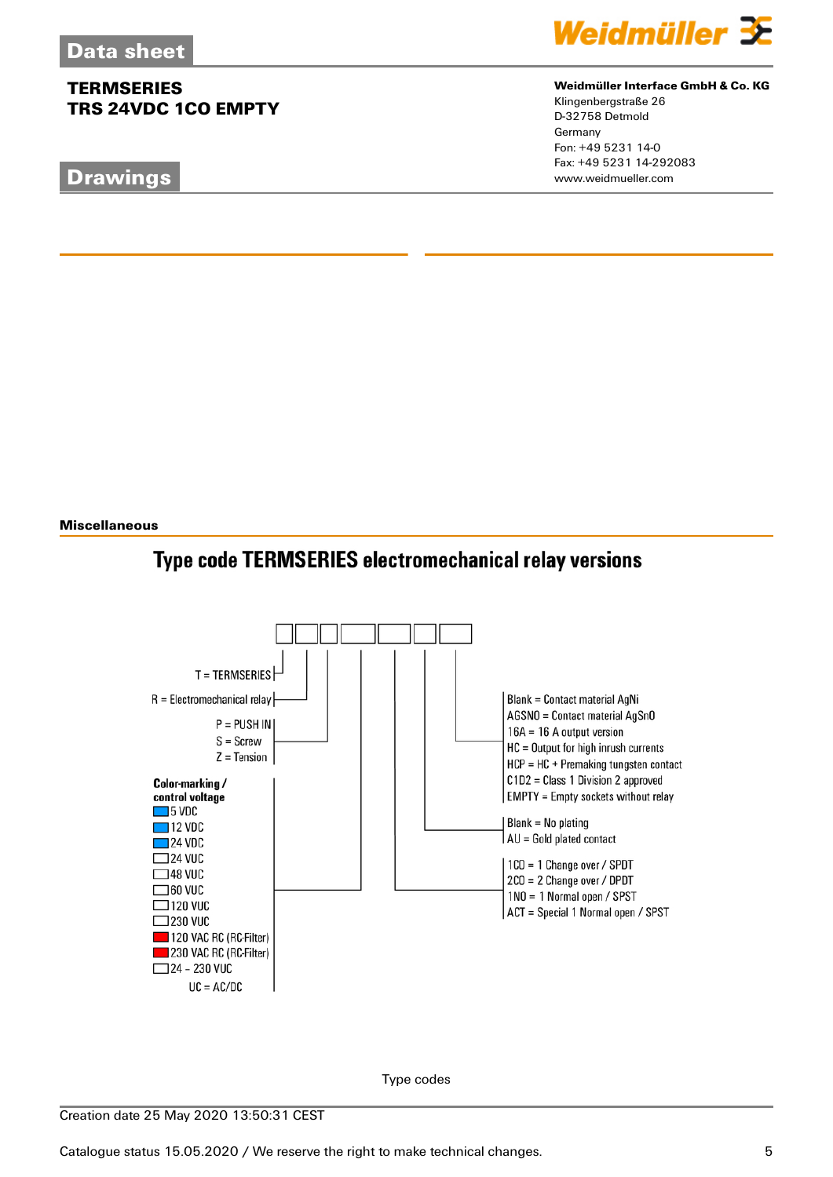## Data sheet

**TERMSERIES**
**TRS 24VDC 1CO EMPTY**

**Weidmüller Interface GmbH & Co. KG**
Klingenbergstraße 26
D-32758 Detmold
Germany
Fon: +49 5231 14-0
Fax: +49 5231 14-292083
www.weidmueller.com

## Drawings

### Miscellaneous

**Type code TERMSERIES electromechanical relay versions**

T = TERMSERIES

R = Electromechanical relay

P = PUSH IN
S = Screw
Z = Tension

**Color-marking / control voltage**
5 VDC
12 VDC
24 VDC
24 VUC
48 VUC
60 VUC
120 VUC
230 VUC
120 VAC RC (RC-Filter)
230 VAC RC (RC-Filter)
24 – 230 VUC
UC = AC/DC

Blank = Contact material AgNi
AGSNO = Contact material AgSnO
16A = 16 A output version
HC = Output for high inrush currents
HCP = HC + Premaking tungsten contact
C1D2 = Class 1 Division 2 approved
EMPTY = Empty sockets without relay

Blank = No plating
AU = Gold plated contact

1CO = 1 Change over / SPDT
2CO = 2 Change over / DPDT
1NO = 1 Normal open / SPST
ACT = Special 1 Normal open / SPST

Type codes

Creation date 25 May 2020 13:50:31 CEST

Catalogue status 15.05.2020 / We reserve the right to make technical changes.